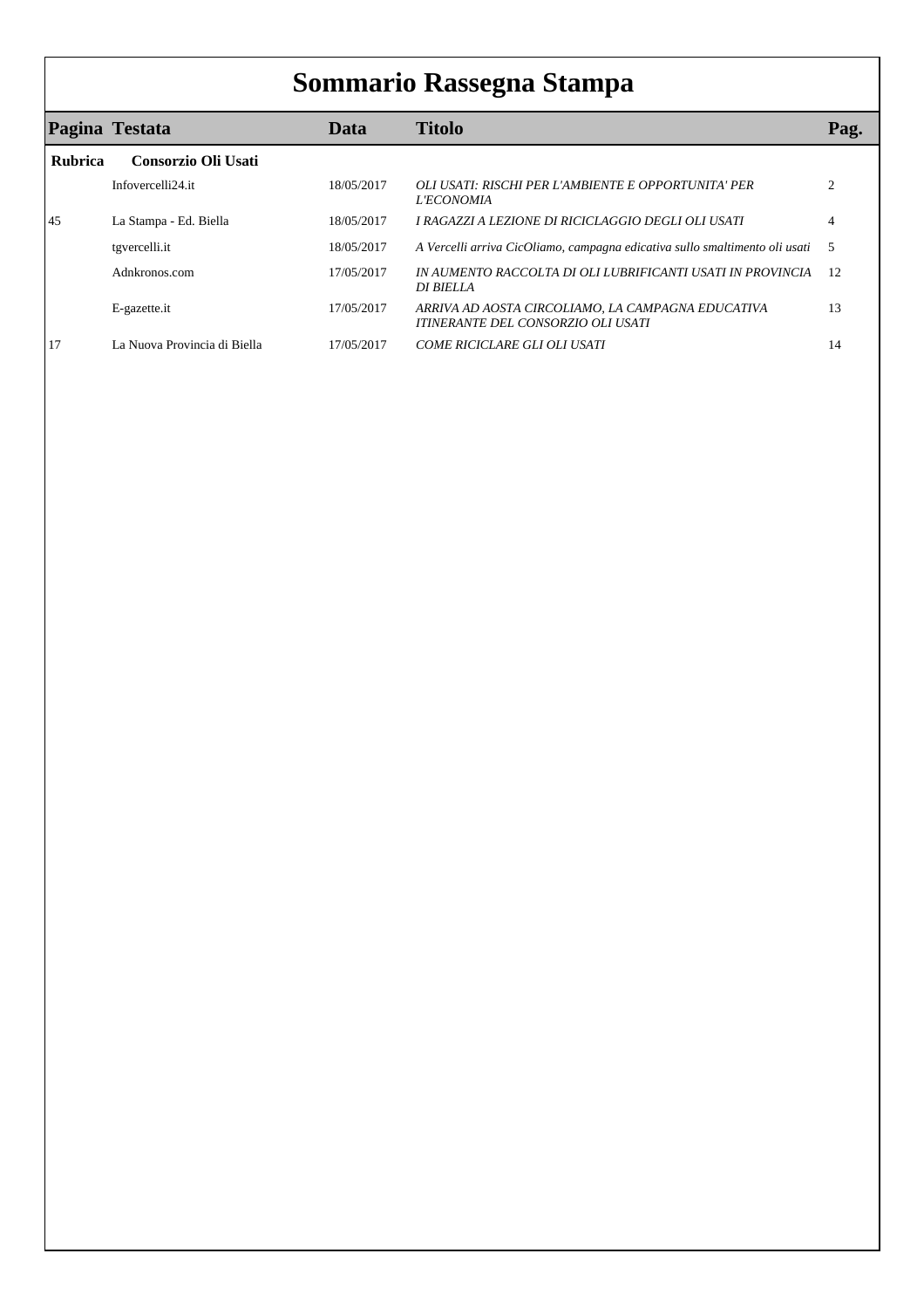# Sommario Rassegna Stampa

| Pagina | Testata | Data | Titolo | Pag. |
|---|---|---|---|---|
| **Rubrica** | **Consorzio Oli Usati** | | | |
| | Infovercelli24.it | 18/05/2017 | *OLI USATI: RISCHI PER L'AMBIENTE E OPPORTUNITA' PER L'ECONOMIA* | 2 |
| 45 | La Stampa - Ed. Biella | 18/05/2017 | *I RAGAZZI A LEZIONE DI RICICLAGGIO DEGLI OLI USATI* | 4 |
| | tgvercelli.it | 18/05/2017 | *A Vercelli arriva CicOliamo, campagna edicativa sullo smaltimento oli usati* | 5 |
| | Adnkronos.com | 17/05/2017 | *IN AUMENTO RACCOLTA DI OLI LUBRIFICANTI USATI IN PROVINCIA DI BIELLA* | 12 |
| | E-gazette.it | 17/05/2017 | *ARRIVA AD AOSTA CIRCOLIAMO, LA CAMPAGNA EDUCATIVA ITINERANTE DEL CONSORZIO OLI USATI* | 13 |
| 17 | La Nuova Provincia di Biella | 17/05/2017 | *COME RICICLARE GLI OLI USATI* | 14 |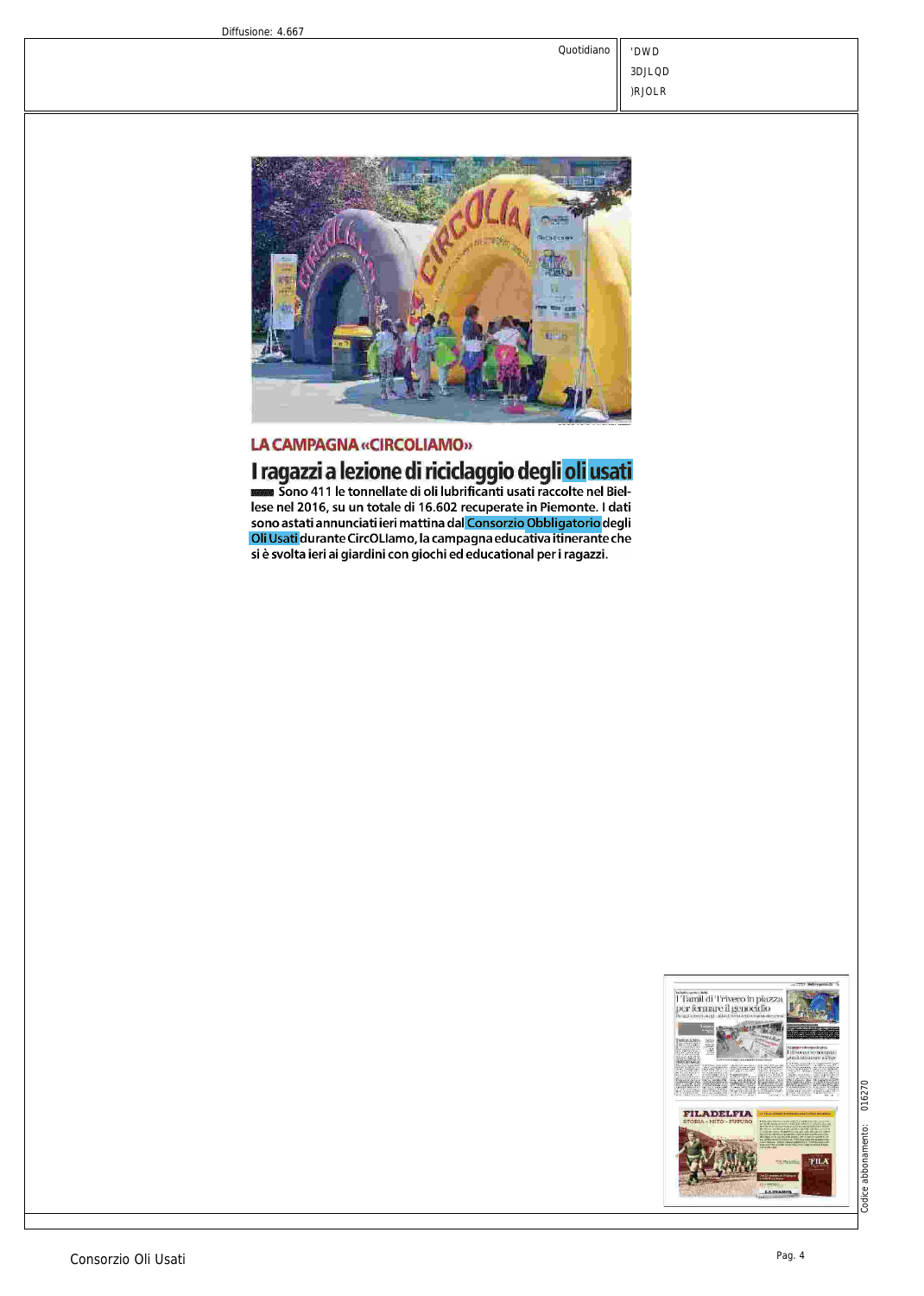## LA CAMPAGNA «CIRCOLIAMO»

# I ragazzi a lezione di riciclaggio degli oli usati

Sono 411 le tonnellate di oli lubrificanti usati raccolte nel Biellese nel 2016, su un totale di 16.602 recuperate in Piemonte. I dati sono astati annunciati ieri mattina dal Consorzio Obbligatorio degli Oli Usati durante CircOLIamo, la campagna educativa itinerante che si è svolta ieri ai giardini con giochi ed educational per i ragazzi.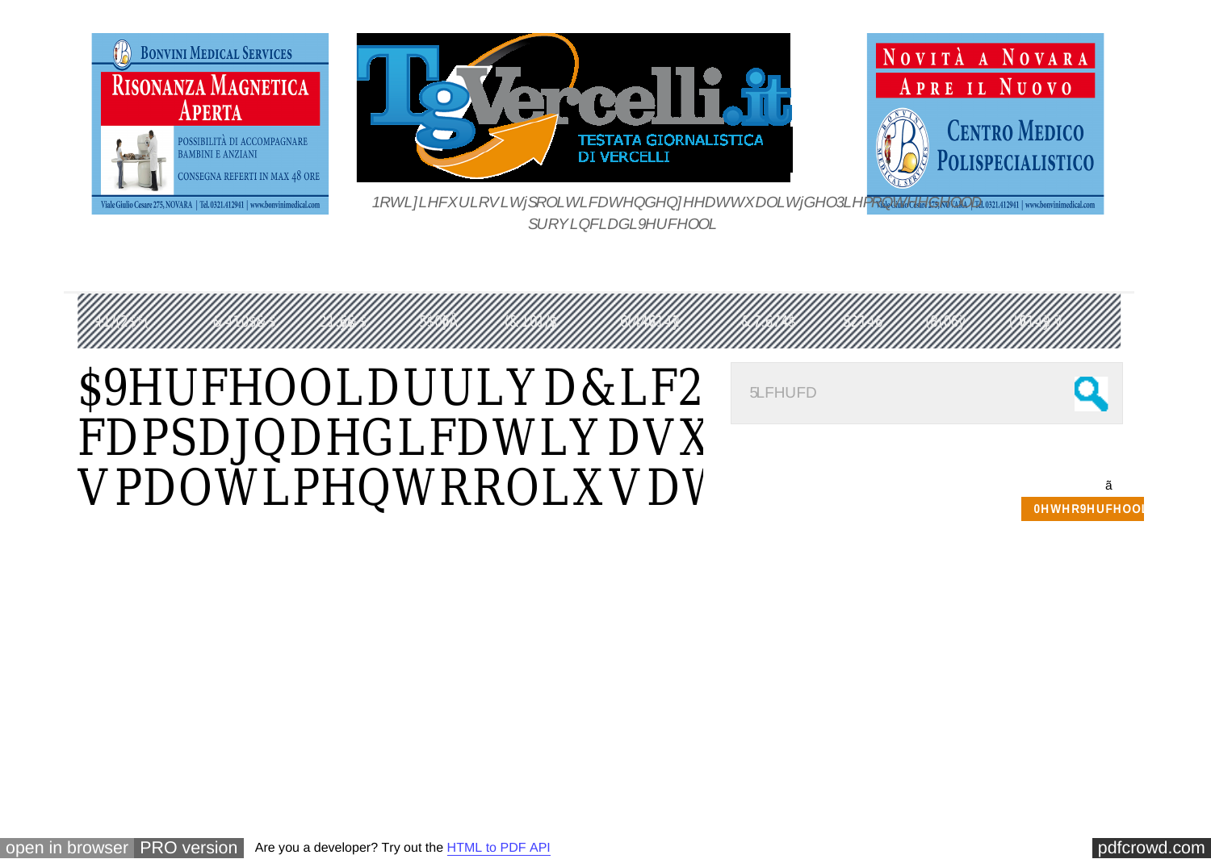1RWL]LHFXULRVLWjSROLWLFDWHQGHQ]HHDWWXDOLWjGHO3LHPRQWHHGHOOD SURYLQFLDGL9HUFHOOL

# $9HUFHOOLDUULYD&LF2 FDPSDJQDHGLFDWLYDVX VPDOWLPHQWRROLXVDW

5LFHUFD

ã

**0HWHR9HUFHOOL**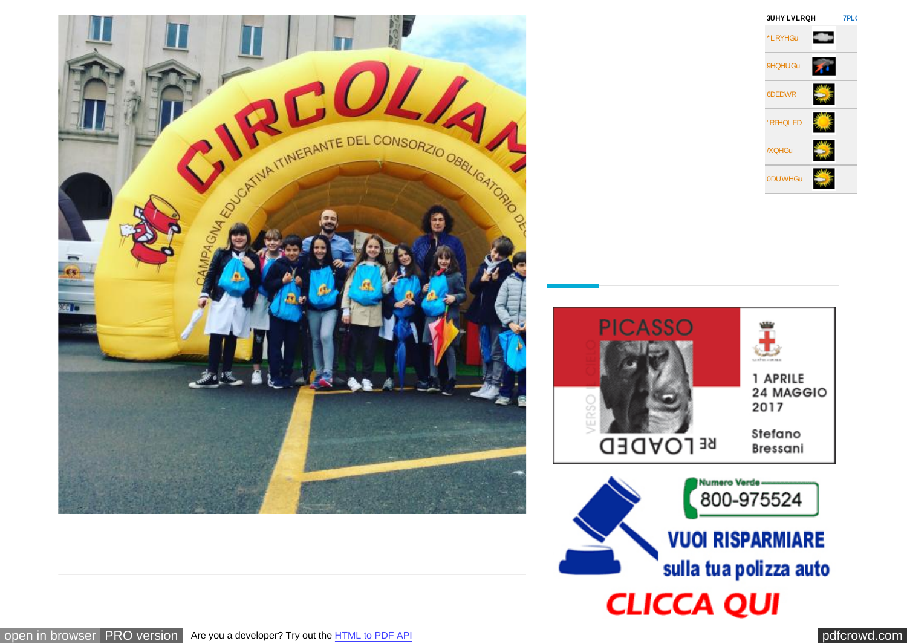| 3UHY LVLRQH | 7PL( |
| --- | --- |
| *LRYHGu | |
| 9HQHUGu | |
| 6DEDWR | |
| 'RPHQLFD | |
| /XQHGu | |
| 0DUWHGu | |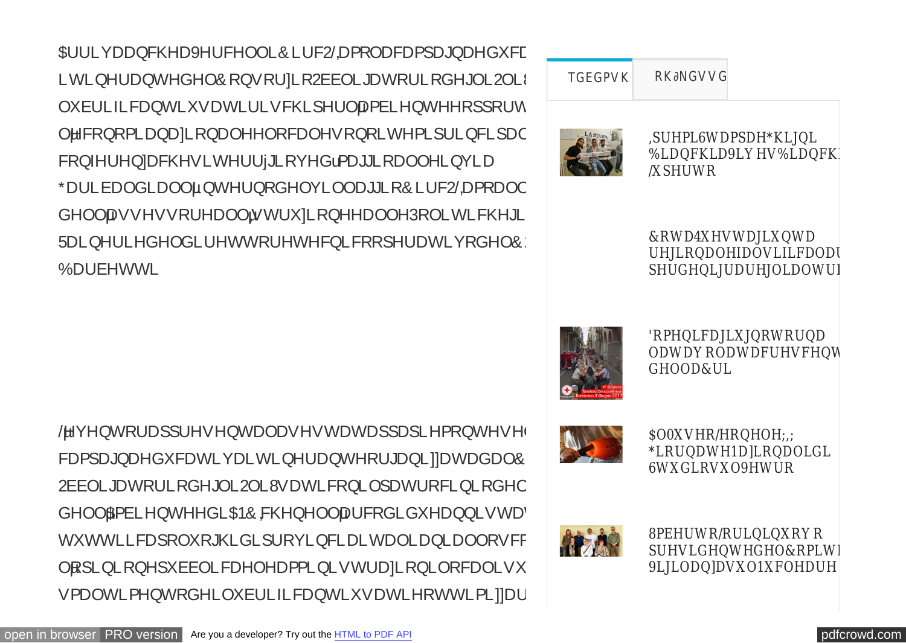$UULYDDQFKHD9HUFHOOL&LUF2/,DPRODFDPSDJQDHGXFD
LWLQHUDQWHGHO&RQVRU]LR2EEOLJDWRULRGHJOL2OL8
OXEULILFDQWLXVDWLULVFKLSHUO¶DPELHQWHHRSSRUW
O¶HFRQRPLDQD]LRQDOHHORFDOHVRQRLWHPLSULQFLSDO
FRQIHUHQ]DFKHVLWHUUjJLRYHGu¶PDJJLRDOOHLQYLD
*DULEDOGLDOO¶LQWHUQRGHOYLOODJJLR&LUF2/,DPRDOO
GHOO¶DVVHVVRUHDOO¶$WWXD]LRQHHDOOH3ROLWLFKHJL
5DLQHULHGHOGLUHWWRUHWHFQLFRRSHUDWLYRGHO&
%DUEHWWL

/¶HYHQWRUDSSUHVHQWDODVHWWDWDSSDLHPRQWHVH
FDPSDJQDHGXFDWLYDLWLQHUDQWHRUJDQL]]DWDGDO&
2EEOLJDWRULRGHJOL2OL8VDWLFRQLOSDWURFLQLRGHO
GHOO¶$PELHQWHHGL$1&,FKHQHOO¶DUFRGLGXHDQQLVWD
WXWWLLFDSROXRJKLGLSURYLQFLDLWDOLDQLDOORVFR
O¶RSLQLRQHSXEEOLFDHOHDPPLQLVWUD]LRQLORFDOLVX
VPDOWLPHQWRGHLOXEULILFDQWLXVDWLHRWWLPL]]DU

TGEGPVK | RKəNGVVG

,SUHPL6WDPSDH*KLJQL %LDQFKLD9LY HV%LDQFKL /XSHUWR

&RWD4XHVWDJLXQWD UHJLRQDOHIDOVLILFDOD SHUGHQLJUDUHJOLDOWUL

'RPHQLFDJLXJQRWRUQD ODWDY RODWDFUHVFHQW GHOOD&UL

$OOXVHR/HRQHOH;,; *LRUQDWH1D]LRQDOLGL 6WXGLRVXO9HWUR

8PEHUWR/RULQLQXRYR SUHVLGHQWHGHO&RPLWD 9LJLODQ]DVXO1XFOHDUH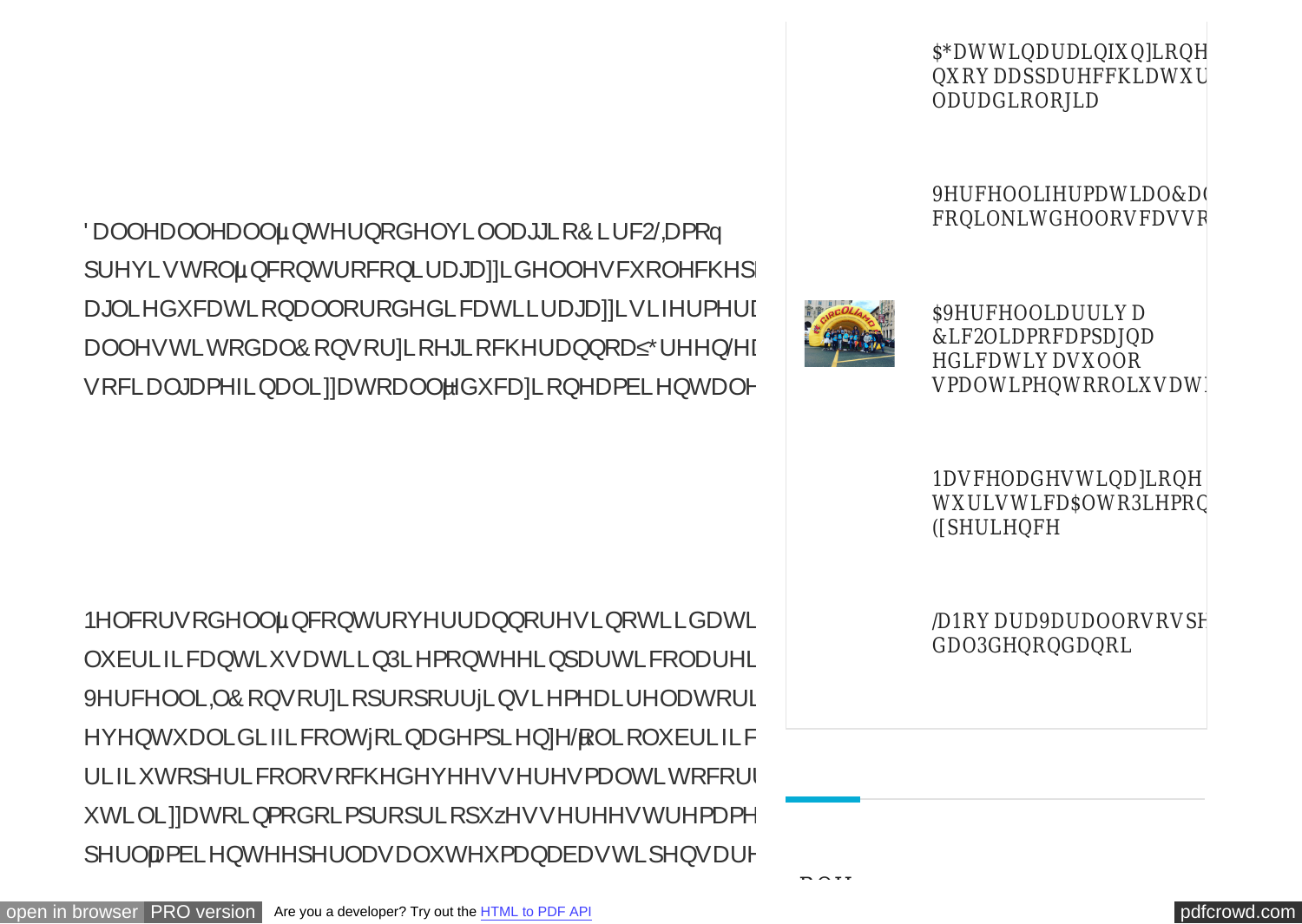' DOOHDOOHDOOµQWHUQRGHOYLOODJJLR& LUF2/,DPRq
SUHYLVWROµQFRQWURFRQLUDJD]]LGHOOHVFXROHFKHS
DJOLHGXFDWLRQDOORURGHGLFDWLLUDJD]]LVLIHUPHU
DOOHVWLWRGDO& RQVRU]LRHJLRFKHUDQQRD≤*UHHQ/H
VRFLDOJDPHILQDOL]]DWRDOOµHGXFD]LRQHDPELHQWDOH

1HOFRUVRGHOOµQFRQWURYHUUDQQRUHVLQRWLLGDWL
OXEULILFDQWLXVDWLLQ3LHPRQWHHLQSDUWLFRODUHL
9HUFHOOL,O& RQVRU]LRSURSRUUjLQVLHPHDLUHODWRUL
HYHQWXDOLGLIILFROWjRLQDGHPSLHQ]H/µROLROXEULILF
ULILXWRSHULFRORVRFKHGHYHHVVHUHVPDOWLWRFRUU
XWLOL]]DWRLQPRGRLPSURSULRSXzHVVHUHHVWUHPDPH
SHUOµDPELHQWHHSHUODVDOXWHXPDQDEDVWLSHQVDUH

$*DWWLQDUDLQIXQ]LRQH
QXRY DDSSDUHFFKLDWXU
ODUDGLRORJLD

9HUFHOOLIHUPDWLDO&D(
FRQLONLWGHOORVFDVVR

$9HUFHOOLDUULY D
&LF2OLDPRFDPSDJQD
HGLFDWLY DVXOOR
VPDOWLPHQWRROLXVDW

1DVFHODGHVWLQD]LRQH
WXULVWLFD$OWR3LHPRQ
([SHULHQFH

/D1RY DUD9DUDOORVRVSH
GDO3GHQRQGDQRL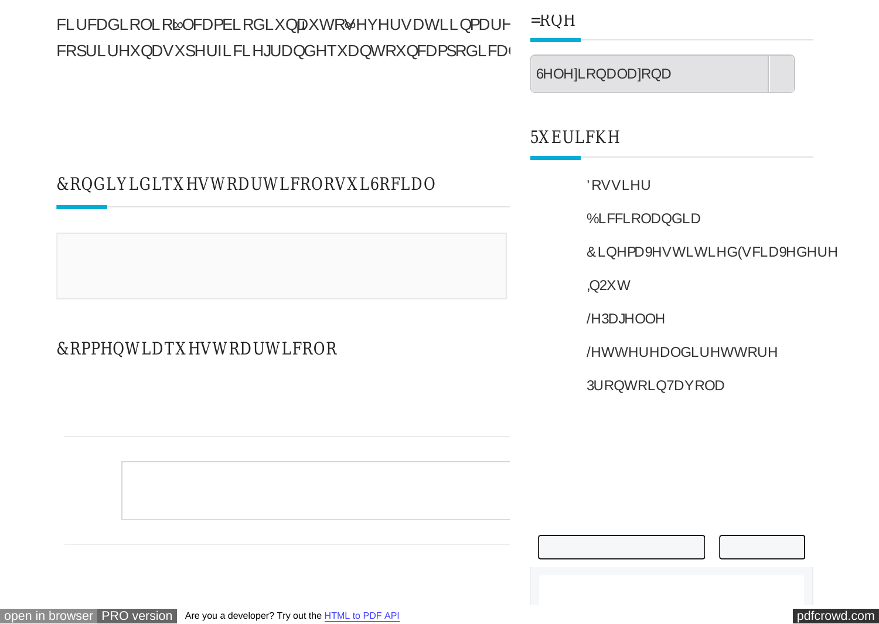FLUFDGLROLRLOFDPELRGLXQDXWRVHYHUVDWLLQPDUH
FRSULUHXQDVXSHUILFLHJUDQGHTXDQWRXQFDPSRGLFD

## =RQH

6HOH]LRQDOD]RQD

## 5XEULFKH

- 'RVVLHU
- %LFFLRODQGLD
- &LQHPD9HVWLWLHG(VFD9HGHUH
- ,Q2XW
- /H3DJHOOH
- /HWWHUHDOGLUHWWRUH
- 3URQWRLQ7DYROD

## &RQGLYLGLTXHVWRDUWLFRORVXL6RFLDO

## &RPPHQWLDTXHVWRDUWLFROR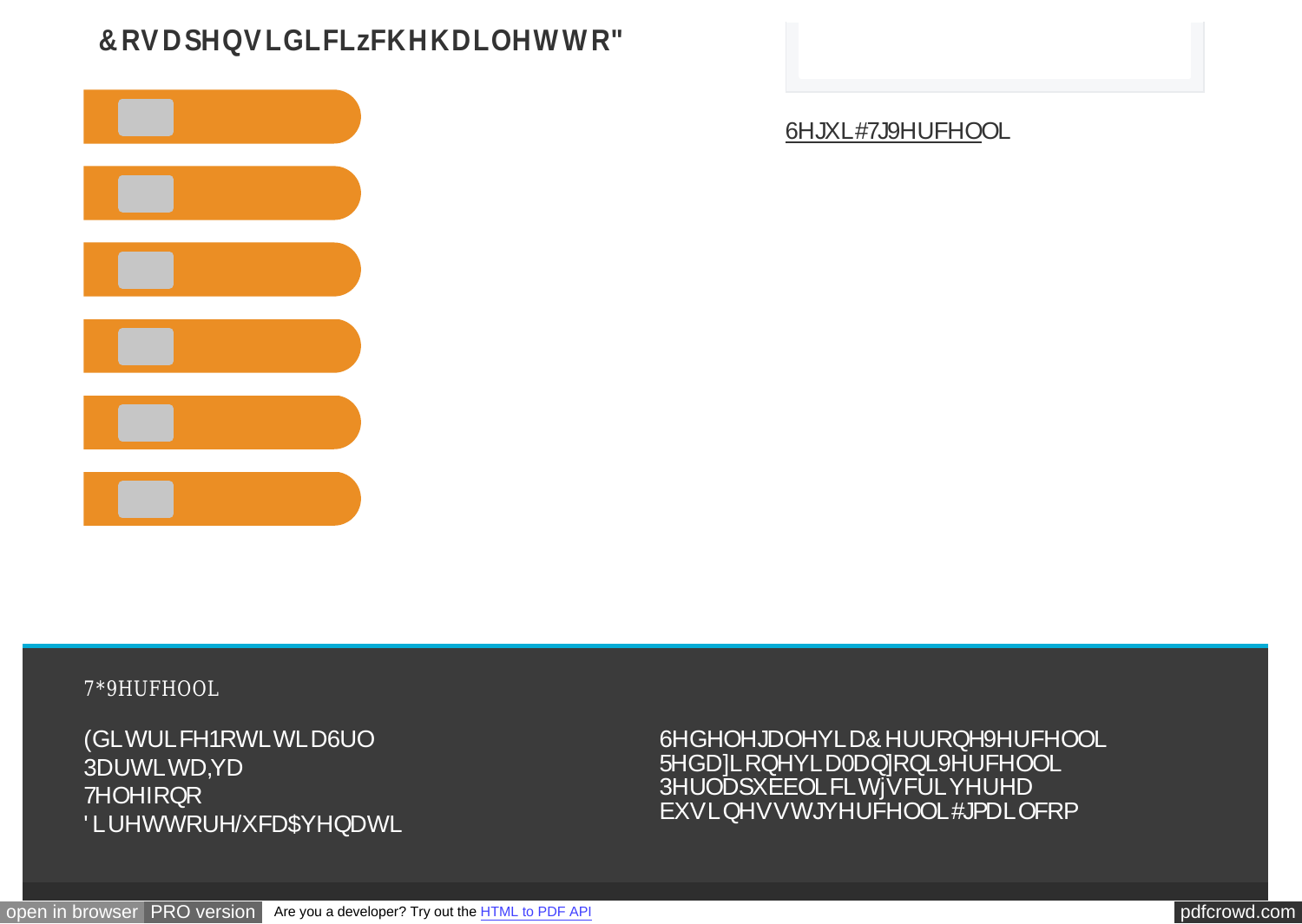## &RVDSHQVLGLFLzFKHKDLOHWWR"

6HJXL#7J9HUFHOOL

7*9HUFHOOL

(GLWULFH1RWLWLD6UO
3DUWLWD,YD
7HOHIRQR
'LUHWWRUH/XFD$YHQDWL

6HGHOHJDOHYLD&HUURQH9HUFHOOL
5HGD]LRQHYLD0DQ]RQL9HUFHOOL
3HUODSXEEOLFLWjVFULYHUHD
EXVLQHVVWJYHUFHOOL#JPDLOFRP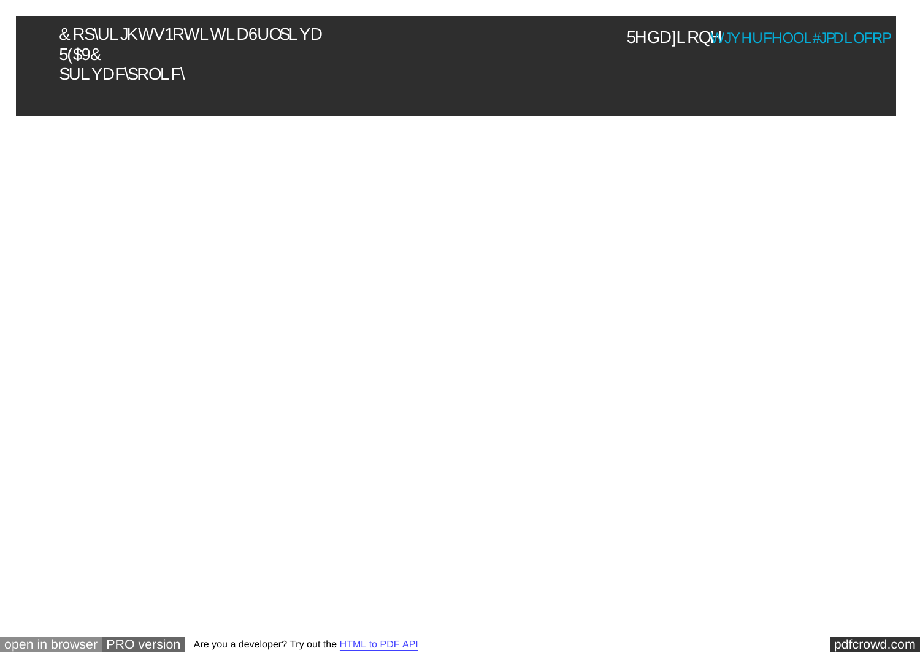Copyrights Notitia Srl piva
REAVC
privacy policy

Redazione tgvercell@gmailcom